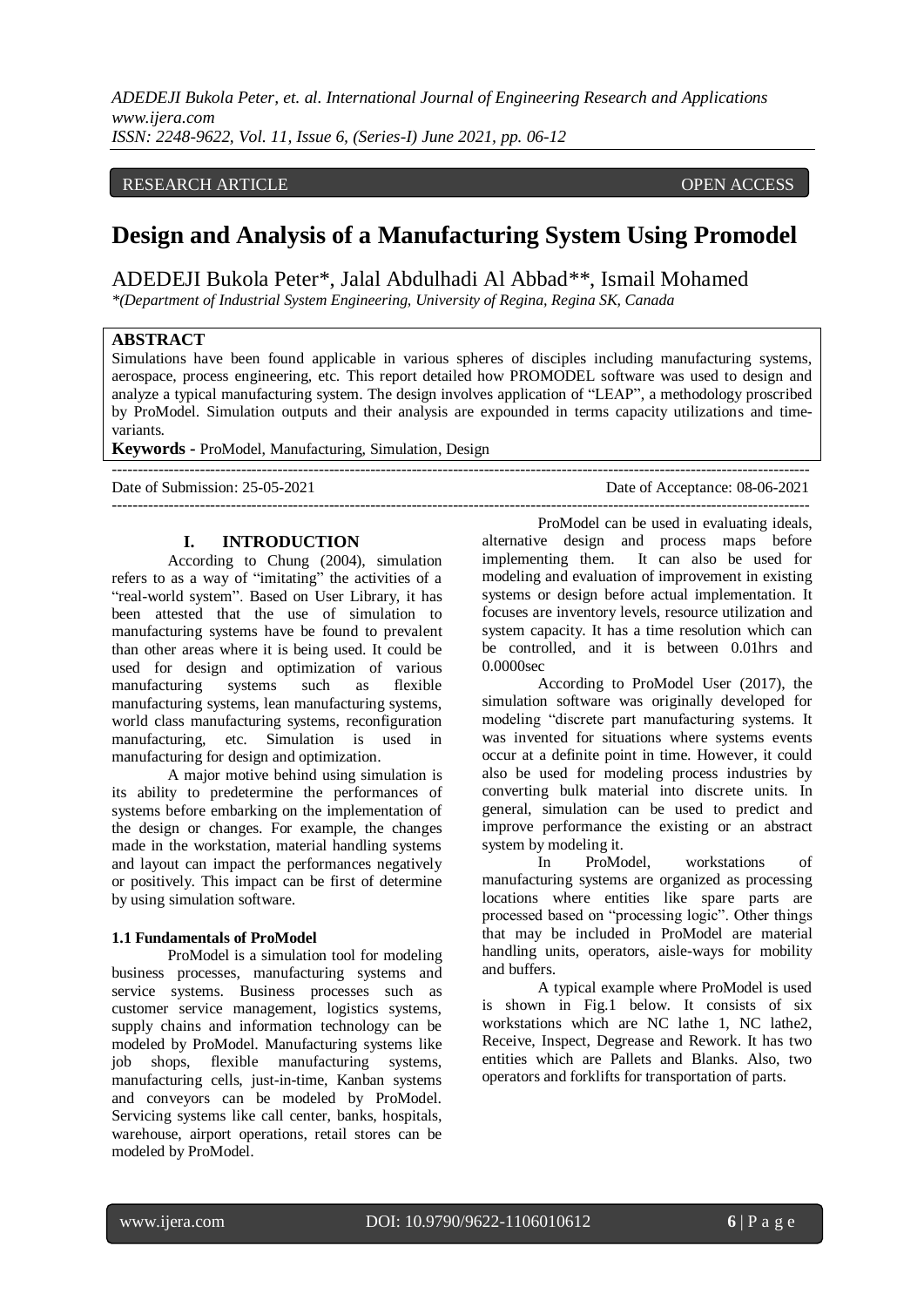RESEARCH ARTICLE OPEN ACCESS

# Design and Analysis of a Manufacturing System Using Promodel

ADEDEJI Bukola Peter*, Jalal Abdulhadi Al Abbad**, Ismail Mohamed

*(Department of Industrial System Engineering, University of Regina, Regina SK, Canada

## ABSTRACT

Simulations have been found applicable in various spheres of disciples including manufacturing systems, aerospace, process engineering, etc. This report detailed how PROMODEL software was used to design and analyze a typical manufacturing system. The design involves application of "LEAP", a methodology proscribed by ProModel. Simulation outputs and their analysis are expounded in terms capacity utilizations and time-variants.

**Keywords -** ProModel, Manufacturing, Simulation, Design

Date of Submission: 25-05-2021 Date of Acceptance: 08-06-2021

## I. INTRODUCTION

According to Chung (2004), simulation refers to as a way of "imitating" the activities of a "real-world system". Based on User Library, it has been attested that the use of simulation to manufacturing systems have be found to prevalent than other areas where it is being used. It could be used for design and optimization of various manufacturing systems such as flexible manufacturing systems, lean manufacturing systems, world class manufacturing systems, reconfiguration manufacturing, etc. Simulation is used in manufacturing for design and optimization.

A major motive behind using simulation is its ability to predetermine the performances of systems before embarking on the implementation of the design or changes. For example, the changes made in the workstation, material handling systems and layout can impact the performances negatively or positively. This impact can be first of determine by using simulation software.

### 1.1 Fundamentals of ProModel

ProModel is a simulation tool for modeling business processes, manufacturing systems and service systems. Business processes such as customer service management, logistics systems, supply chains and information technology can be modeled by ProModel. Manufacturing systems like job shops, flexible manufacturing systems, manufacturing cells, just-in-time, Kanban systems and conveyors can be modeled by ProModel. Servicing systems like call center, banks, hospitals, warehouse, airport operations, retail stores can be modeled by ProModel.

ProModel can be used in evaluating ideals, alternative design and process maps before implementing them. It can also be used for modeling and evaluation of improvement in existing systems or design before actual implementation. It focuses are inventory levels, resource utilization and system capacity. It has a time resolution which can be controlled, and it is between 0.01hrs and 0.0000sec

According to ProModel User (2017), the simulation software was originally developed for modeling "discrete part manufacturing systems. It was invented for situations where systems events occur at a definite point in time. However, it could also be used for modeling process industries by converting bulk material into discrete units. In general, simulation can be used to predict and improve performance the existing or an abstract system by modeling it.

In ProModel, workstations of manufacturing systems are organized as processing locations where entities like spare parts are processed based on "processing logic". Other things that may be included in ProModel are material handling units, operators, aisle-ways for mobility and buffers.

A typical example where ProModel is used is shown in Fig.1 below. It consists of six workstations which are NC lathe 1, NC lathe2, Receive, Inspect, Degrease and Rework. It has two entities which are Pallets and Blanks. Also, two operators and forklifts for transportation of parts.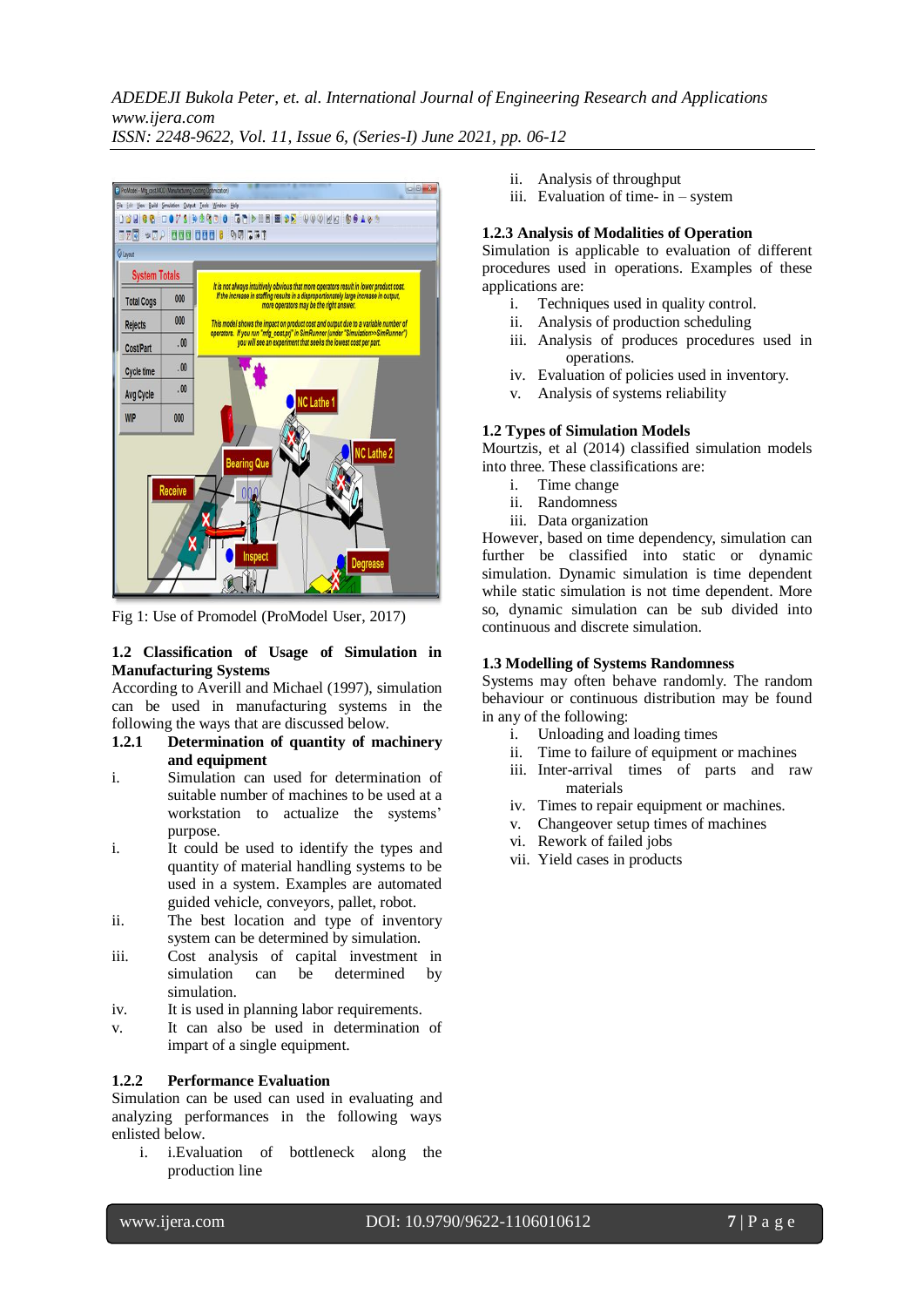Fig 1: Use of Promodel (ProModel User, 2017)

### 1.2 Classification of Usage of Simulation in Manufacturing Systems

According to Averill and Michael (1997), simulation can be used in manufacturing systems in the following the ways that are discussed below.

#### 1.2.1 Determination of quantity of machinery and equipment

i. Simulation can used for determination of suitable number of machines to be used at a workstation to actualize the systems' purpose.

i. It could be used to identify the types and quantity of material handling systems to be used in a system. Examples are automated guided vehicle, conveyors, pallet, robot.

ii. The best location and type of inventory system can be determined by simulation.

iii. Cost analysis of capital investment in simulation can be determined by simulation.

iv. It is used in planning labor requirements.

v. It can also be used in determination of impart of a single equipment.

#### 1.2.2 Performance Evaluation

Simulation can be used can used in evaluating and analyzing performances in the following ways enlisted below.

i. i.Evaluation of bottleneck along the production line

ii. Analysis of throughput

iii. Evaluation of time- in – system

#### 1.2.3 Analysis of Modalities of Operation

Simulation is applicable to evaluation of different procedures used in operations. Examples of these applications are:

i. Techniques used in quality control.

ii. Analysis of production scheduling

iii. Analysis of produces procedures used in operations.

iv. Evaluation of policies used in inventory.

v. Analysis of systems reliability

### 1.2 Types of Simulation Models

Mourtzis, et al (2014) classified simulation models into three. These classifications are:

i. Time change

ii. Randomness

iii. Data organization

However, based on time dependency, simulation can further be classified into static or dynamic simulation. Dynamic simulation is time dependent while static simulation is not time dependent. More so, dynamic simulation can be sub divided into continuous and discrete simulation.

### 1.3 Modelling of Systems Randomness

Systems may often behave randomly. The random behaviour or continuous distribution may be found in any of the following:

i. Unloading and loading times

ii. Time to failure of equipment or machines

iii. Inter-arrival times of parts and raw materials

iv. Times to repair equipment or machines.

v. Changeover setup times of machines

vi. Rework of failed jobs

vii. Yield cases in products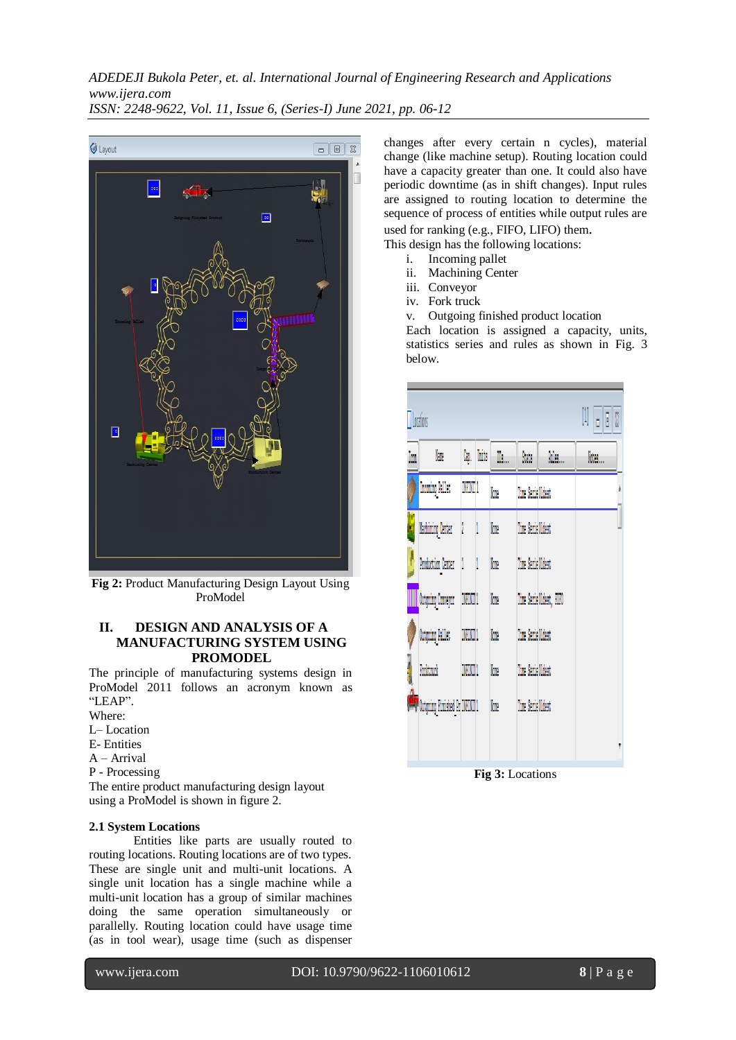Fig 2: Product Manufacturing Design Layout Using ProModel

## II. DESIGN AND ANALYSIS OF A MANUFACTURING SYSTEM USING PROMODEL

The principle of manufacturing systems design in ProModel 2011 follows an acronym known as "LEAP".

Where:

L– Location

E- Entities

A – Arrival

P - Processing

The entire product manufacturing design layout using a ProModel is shown in figure 2.

### 2.1 System Locations

Entities like parts are usually routed to routing locations. Routing locations are of two types. These are single unit and multi-unit locations. A single unit location has a single machine while a multi-unit location has a group of similar machines doing the same operation simultaneously or parallelly. Routing location could have usage time (as in tool wear), usage time (such as dispenser changes after every certain n cycles), material change (like machine setup). Routing location could have a capacity greater than one. It could also have periodic downtime (as in shift changes). Input rules are assigned to routing location to determine the sequence of process of entities while output rules are used for ranking (e.g., FIFO, LIFO) them.

This design has the following locations:

i. Incoming pallet
ii. Machining Center
iii. Conveyor
iv. Fork truck
v. Outgoing finished product location

Each location is assigned a capacity, units, statistics series and rules as shown in Fig. 3 below.

Fig 3: Locations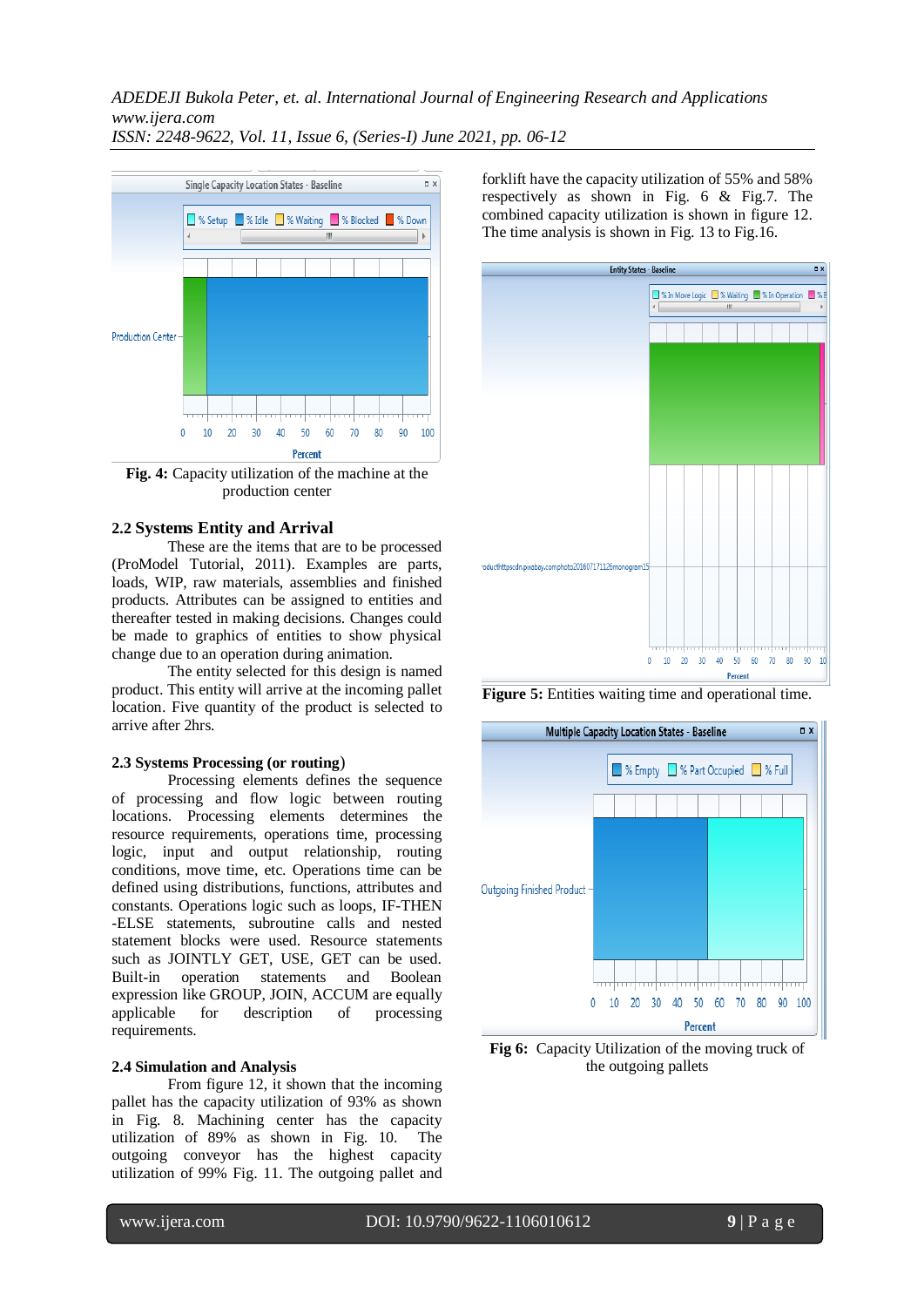Fig. 4: Capacity utilization of the machine at the production center

### 2.2 Systems Entity and Arrival

These are the items that are to be processed (ProModel Tutorial, 2011). Examples are parts, loads, WIP, raw materials, assemblies and finished products. Attributes can be assigned to entities and thereafter tested in making decisions. Changes could be made to graphics of entities to show physical change due to an operation during animation.

The entity selected for this design is named product. This entity will arrive at the incoming pallet location. Five quantity of the product is selected to arrive after 2hrs.

### 2.3 Systems Processing (or routing)

Processing elements defines the sequence of processing and flow logic between routing locations. Processing elements determines the resource requirements, operations time, processing logic, input and output relationship, routing conditions, move time, etc. Operations time can be defined using distributions, functions, attributes and constants. Operations logic such as loops, IF-THEN -ELSE statements, subroutine calls and nested statement blocks were used. Resource statements such as JOINTLY GET, USE, GET can be used. Built-in operation statements and Boolean expression like GROUP, JOIN, ACCUM are equally applicable for description of processing requirements.

### 2.4 Simulation and Analysis

From figure 12, it shown that the incoming pallet has the capacity utilization of 93% as shown in Fig. 8. Machining center has the capacity utilization of 89% as shown in Fig. 10. The outgoing conveyor has the highest capacity utilization of 99% Fig. 11. The outgoing pallet and forklift have the capacity utilization of 55% and 58% respectively as shown in Fig. 6 & Fig.7. The combined capacity utilization is shown in figure 12. The time analysis is shown in Fig. 13 to Fig.16.

Figure 5: Entities waiting time and operational time.

Fig 6: Capacity Utilization of the moving truck of the outgoing pallets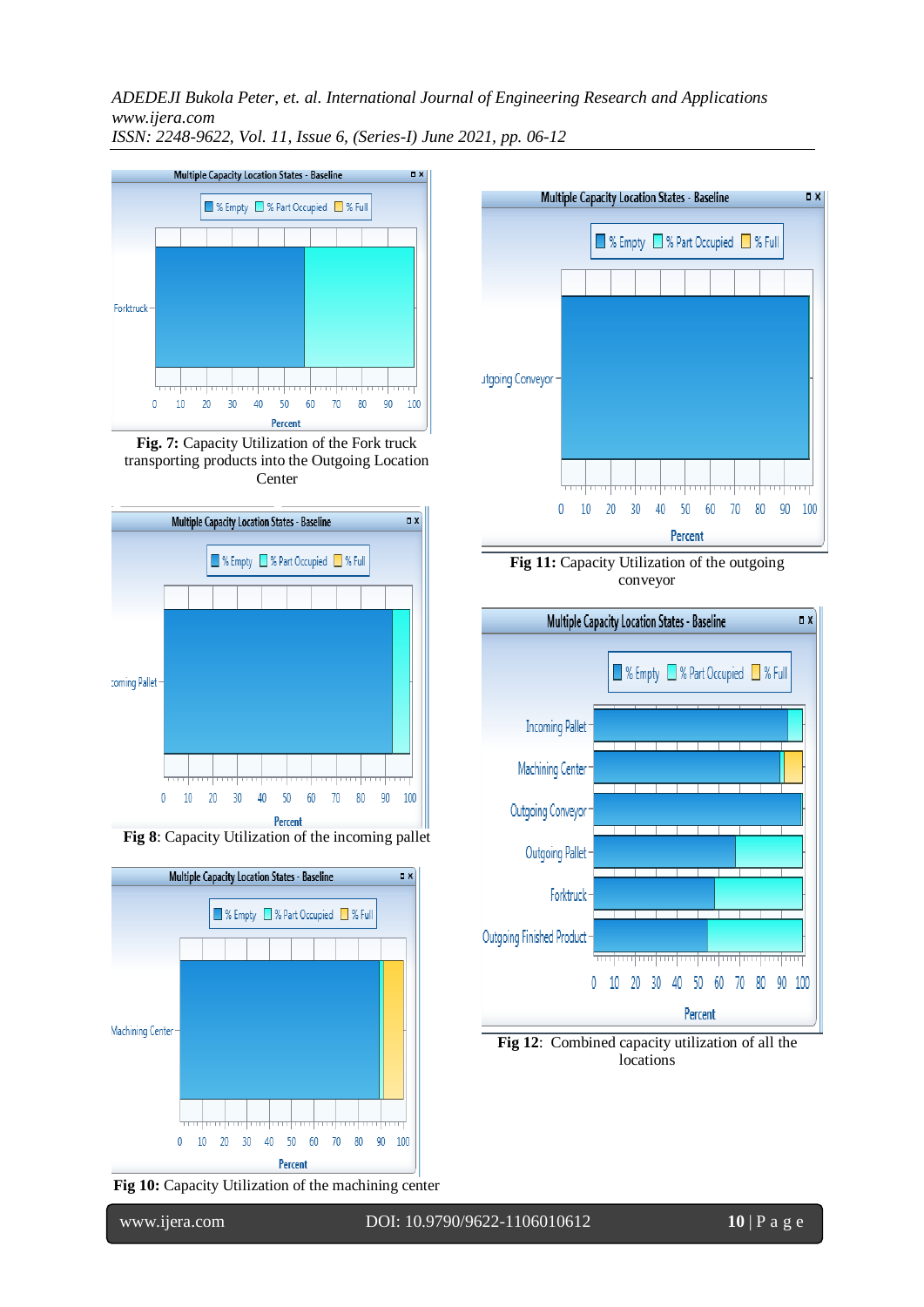Fig. 7: Capacity Utilization of the Fork truck transporting products into the Outgoing Location Center

Fig 8: Capacity Utilization of the incoming pallet

Fig 10: Capacity Utilization of the machining center

Fig 11: Capacity Utilization of the outgoing conveyor

Fig 12: Combined capacity utilization of all the locations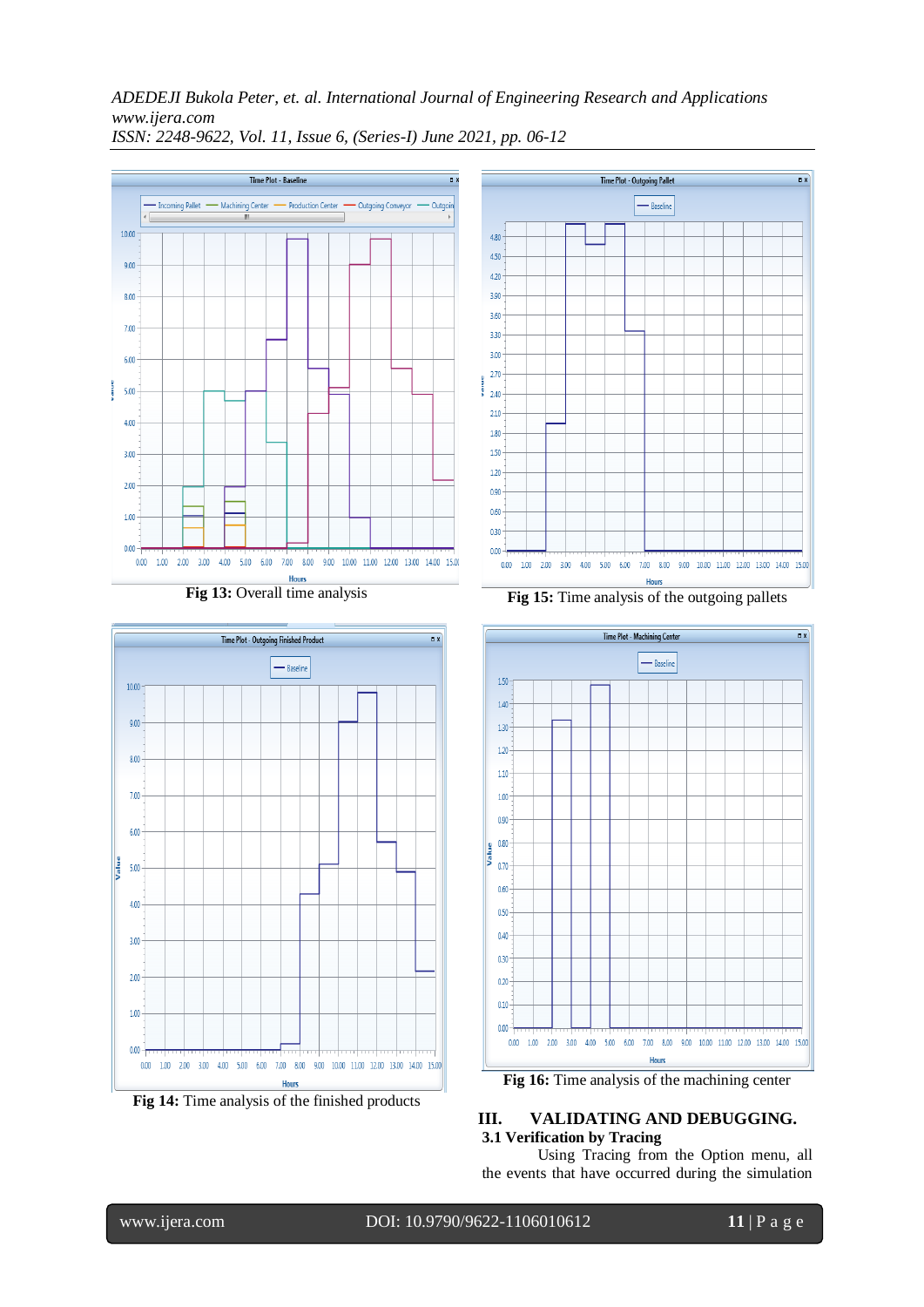Fig 13: Overall time analysis

Fig 15: Time analysis of the outgoing pallets

Fig 14: Time analysis of the finished products

Fig 16: Time analysis of the machining center

## III. VALIDATING AND DEBUGGING.

### 3.1 Verification by Tracing

Using Tracing from the Option menu, all the events that have occurred during the simulation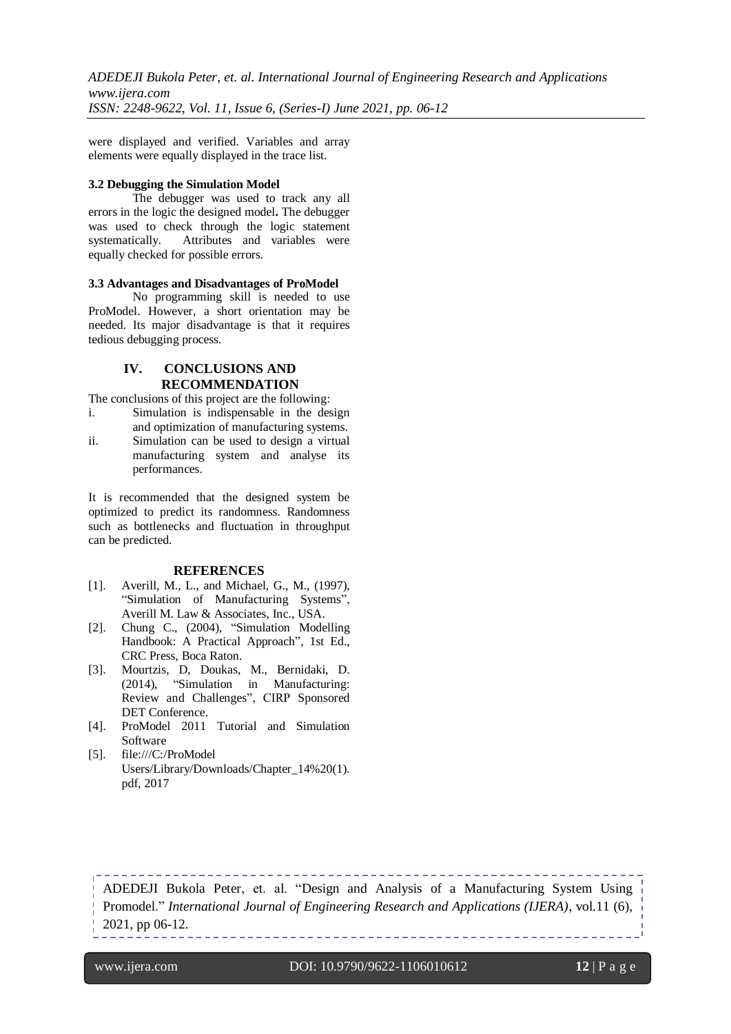were displayed and verified. Variables and array elements were equally displayed in the trace list.

### 3.2 Debugging the Simulation Model

The debugger was used to track any all errors in the logic the designed model**.** The debugger was used to check through the logic statement systematically. Attributes and variables were equally checked for possible errors.

### 3.3 Advantages and Disadvantages of ProModel

No programming skill is needed to use ProModel. However, a short orientation may be needed. Its major disadvantage is that it requires tedious debugging process.

## IV. CONCLUSIONS AND RECOMMENDATION

The conclusions of this project are the following:

i. Simulation is indispensable in the design and optimization of manufacturing systems.
ii. Simulation can be used to design a virtual manufacturing system and analyse its performances.

It is recommended that the designed system be optimized to predict its randomness. Randomness such as bottlenecks and fluctuation in throughput can be predicted.

## REFERENCES

[1]. Averill, M., L., and Michael, G., M., (1997), "Simulation of Manufacturing Systems", Averill M. Law & Associates, Inc., USA.

[2]. Chung C., (2004), "Simulation Modelling Handbook: A Practical Approach", 1st Ed., CRC Press, Boca Raton.

[3]. Mourtzis, D, Doukas, M., Bernidaki, D. (2014), "Simulation in Manufacturing: Review and Challenges", CIRP Sponsored DET Conference.

[4]. ProModel 2011 Tutorial and Simulation Software

[5]. file:///C:/ProModel Users/Library/Downloads/Chapter_14%20(1).pdf, 2017

ADEDEJI Bukola Peter, et. al. "Design and Analysis of a Manufacturing System Using Promodel." *International Journal of Engineering Research and Applications (IJERA)*, vol.11 (6), 2021, pp 06-12.